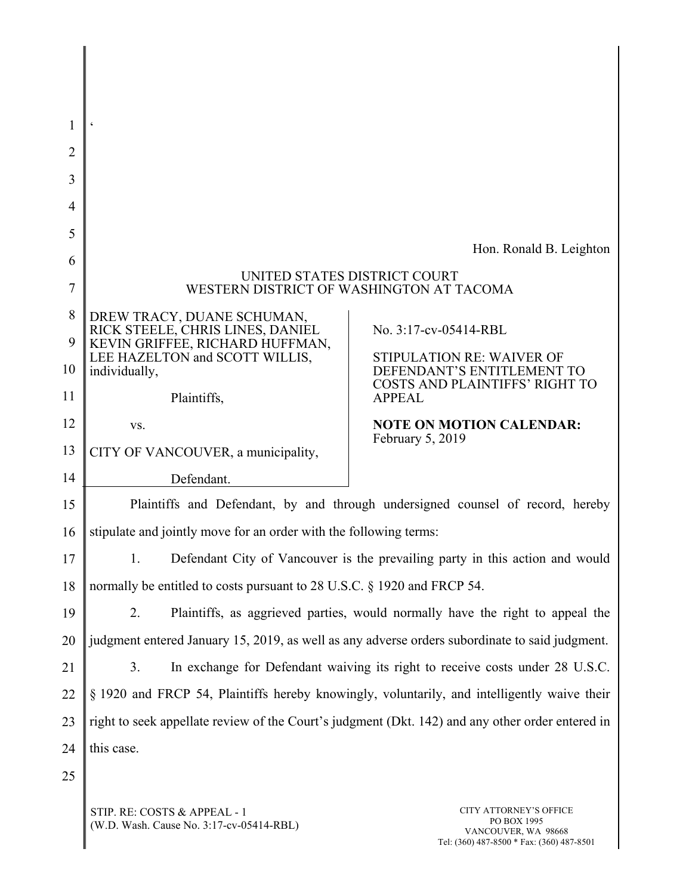‘

Hon. Ronald B. Leighton

UNITED STATES DISTRICT COURT
WESTERN DISTRICT OF WASHINGTON AT TACOMA

| | |
|---|---|
| DREW TRACY, DUANE SCHUMAN, RICK STEELE, CHRIS LINES, DANIEL KEVIN GRIFFEE, RICHARD HUFFMAN, LEE HAZELTON and SCOTT WILLIS, individually,<br><br>Plaintiffs,<br><br>vs.<br><br>CITY OF VANCOUVER, a municipality,<br><br>Defendant. | No. 3:17-cv-05414-RBL<br><br>STIPULATION RE: WAIVER OF DEFENDANT’S ENTITLEMENT TO COSTS AND PLAINTIFFS’ RIGHT TO APPEAL<br><br>**NOTE ON MOTION CALENDAR:** February 5, 2019 |

Plaintiffs and Defendant, by and through undersigned counsel of record, hereby stipulate and jointly move for an order with the following terms:

1. Defendant City of Vancouver is the prevailing party in this action and would normally be entitled to costs pursuant to 28 U.S.C. § 1920 and FRCP 54.

2. Plaintiffs, as aggrieved parties, would normally have the right to appeal the judgment entered January 15, 2019, as well as any adverse orders subordinate to said judgment.

3. In exchange for Defendant waiving its right to receive costs under 28 U.S.C. § 1920 and FRCP 54, Plaintiffs hereby knowingly, voluntarily, and intelligently waive their right to seek appellate review of the Court’s judgment (Dkt. 142) and any other order entered in this case.

STIP. RE: COSTS & APPEAL - 1
(W.D. Wash. Cause No. 3:17-cv-05414-RBL)

CITY ATTORNEY’S OFFICE
PO BOX 1995
VANCOUVER, WA 98668
Tel: (360) 487-8500 * Fax: (360) 487-8501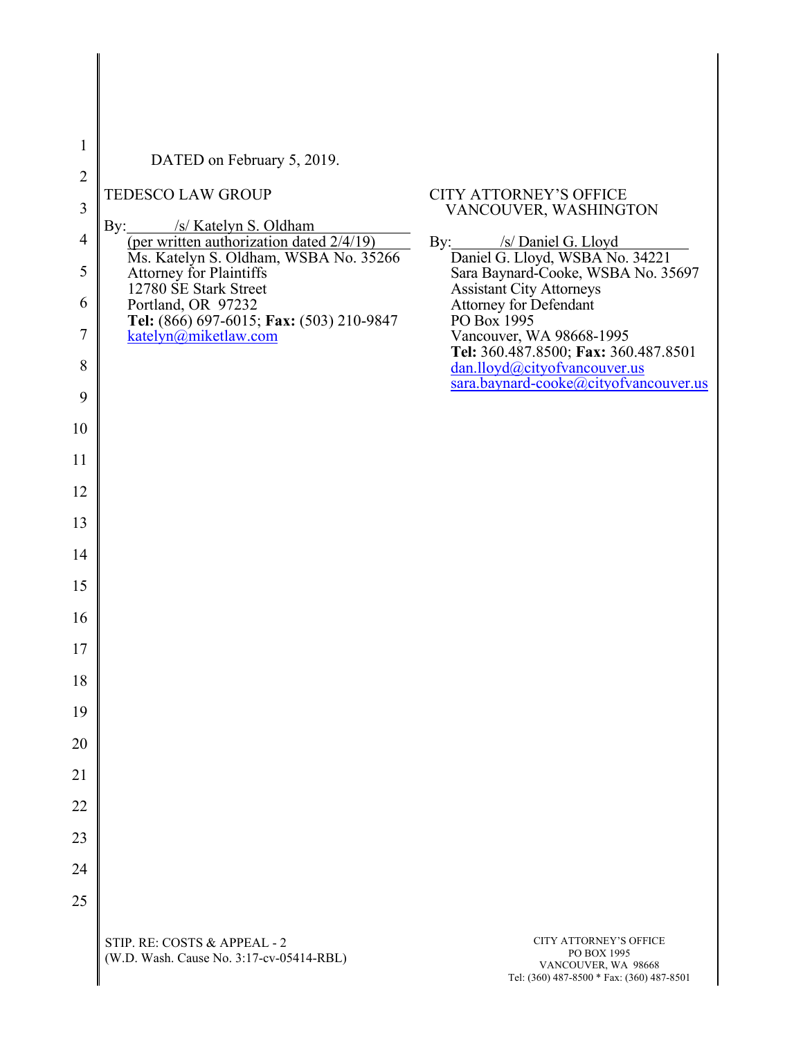DATED on February 5, 2019.

TEDESCO LAW GROUP

By: /s/ Katelyn S. Oldham
(per written authorization dated 2/4/19)
Ms. Katelyn S. Oldham, WSBA No. 35266
Attorney for Plaintiffs
12780 SE Stark Street
Portland, OR 97232
**Tel:** (866) 697-6015; **Fax:** (503) 210-9847
katelyn@miketlaw.com

CITY ATTORNEY'S OFFICE
VANCOUVER, WASHINGTON

By: /s/ Daniel G. Lloyd
Daniel G. Lloyd, WSBA No. 34221
Sara Baynard-Cooke, WSBA No. 35697
Assistant City Attorneys
Attorney for Defendant
PO Box 1995
Vancouver, WA 98668-1995
**Tel:** 360.487.8500; **Fax:** 360.487.8501
dan.lloyd@cityofvancouver.us
sara.baynard-cooke@cityofvancouver.us

STIP. RE: COSTS & APPEAL - 2
(W.D. Wash. Cause No. 3:17-cv-05414-RBL)

CITY ATTORNEY'S OFFICE
PO BOX 1995
VANCOUVER, WA 98668
Tel: (360) 487-8500 * Fax: (360) 487-8501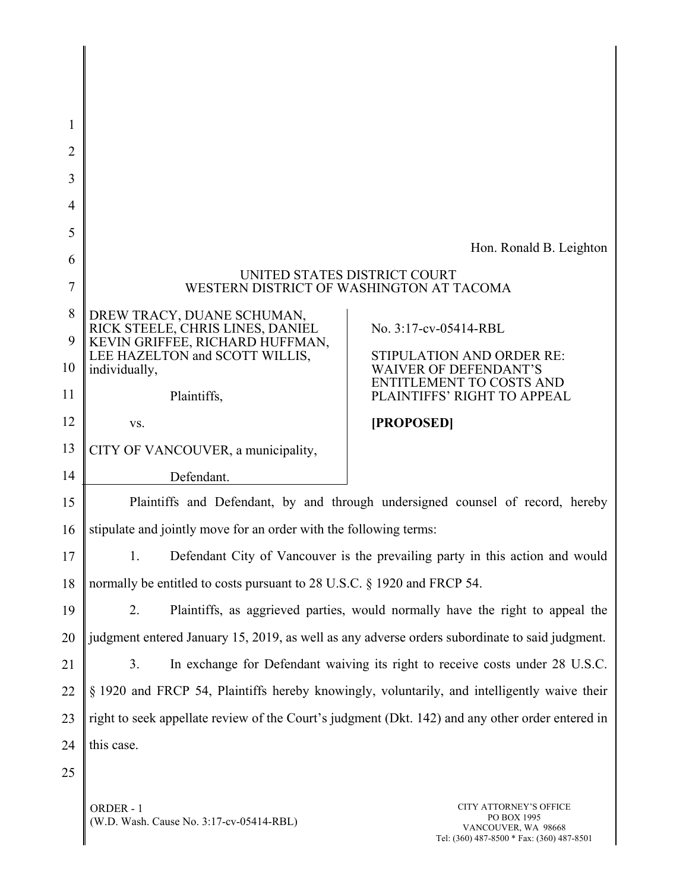Hon. Ronald B. Leighton

UNITED STATES DISTRICT COURT
WESTERN DISTRICT OF WASHINGTON AT TACOMA

| | |
|---|---|
| DREW TRACY, DUANE SCHUMAN, RICK STEELE, CHRIS LINES, DANIEL KEVIN GRIFFEE, RICHARD HUFFMAN, LEE HAZELTON and SCOTT WILLIS, individually,<br><br>Plaintiffs,<br><br>vs.<br><br>CITY OF VANCOUVER, a municipality,<br><br>Defendant. | No. 3:17-cv-05414-RBL<br><br>STIPULATION AND ORDER RE: WAIVER OF DEFENDANT'S ENTITLEMENT TO COSTS AND PLAINTIFFS' RIGHT TO APPEAL<br><br>**[PROPOSED]** |

Plaintiffs and Defendant, by and through undersigned counsel of record, hereby stipulate and jointly move for an order with the following terms:

1. Defendant City of Vancouver is the prevailing party in this action and would normally be entitled to costs pursuant to 28 U.S.C. § 1920 and FRCP 54.

2. Plaintiffs, as aggrieved parties, would normally have the right to appeal the judgment entered January 15, 2019, as well as any adverse orders subordinate to said judgment.

3. In exchange for Defendant waiving its right to receive costs under 28 U.S.C. § 1920 and FRCP 54, Plaintiffs hereby knowingly, voluntarily, and intelligently waive their right to seek appellate review of the Court's judgment (Dkt. 142) and any other order entered in this case.

ORDER - 1
(W.D. Wash. Cause No. 3:17-cv-05414-RBL)

CITY ATTORNEY'S OFFICE
PO BOX 1995
VANCOUVER, WA 98668
Tel: (360) 487-8500 * Fax: (360) 487-8501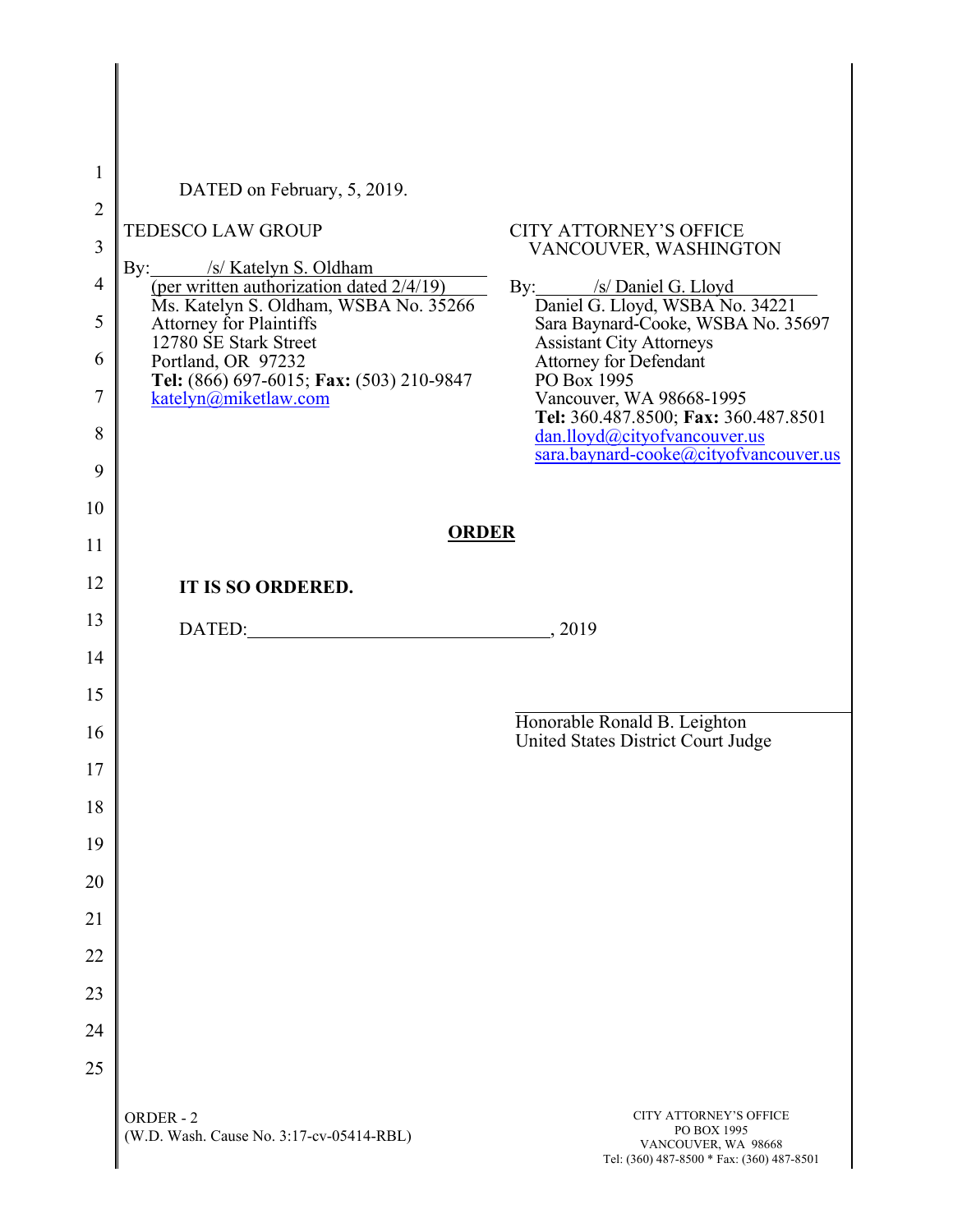DATED on February, 5, 2019.

TEDESCO LAW GROUP

By: /s/ Katelyn S. Oldham
(per written authorization dated 2/4/19)
Ms. Katelyn S. Oldham, WSBA No. 35266
Attorney for Plaintiffs
12780 SE Stark Street
Portland, OR 97232
**Tel:** (866) 697-6015; **Fax:** (503) 210-9847
katelyn@miketlaw.com

CITY ATTORNEY'S OFFICE
VANCOUVER, WASHINGTON

By: /s/ Daniel G. Lloyd
Daniel G. Lloyd, WSBA No. 34221
Sara Baynard-Cooke, WSBA No. 35697
Assistant City Attorneys
Attorney for Defendant
PO Box 1995
Vancouver, WA 98668-1995
**Tel:** 360.487.8500; **Fax:** 360.487.8501
dan.lloyd@cityofvancouver.us
sara.baynard-cooke@cityofvancouver.us

## ORDER

**IT IS SO ORDERED.**

DATED:\_\_\_\_\_\_\_\_\_\_\_\_\_\_\_\_\_\_\_\_\_\_\_\_\_\_\_\_\_\_\_\_, 2019

\_\_\_\_\_\_\_\_\_\_\_\_\_\_\_\_\_\_\_\_\_\_\_\_\_\_\_\_\_\_\_\_
Honorable Ronald B. Leighton
United States District Court Judge

ORDER - 2
(W.D. Wash. Cause No. 3:17-cv-05414-RBL)

CITY ATTORNEY'S OFFICE
PO BOX 1995
VANCOUVER, WA 98668
Tel: (360) 487-8500 * Fax: (360) 487-8501